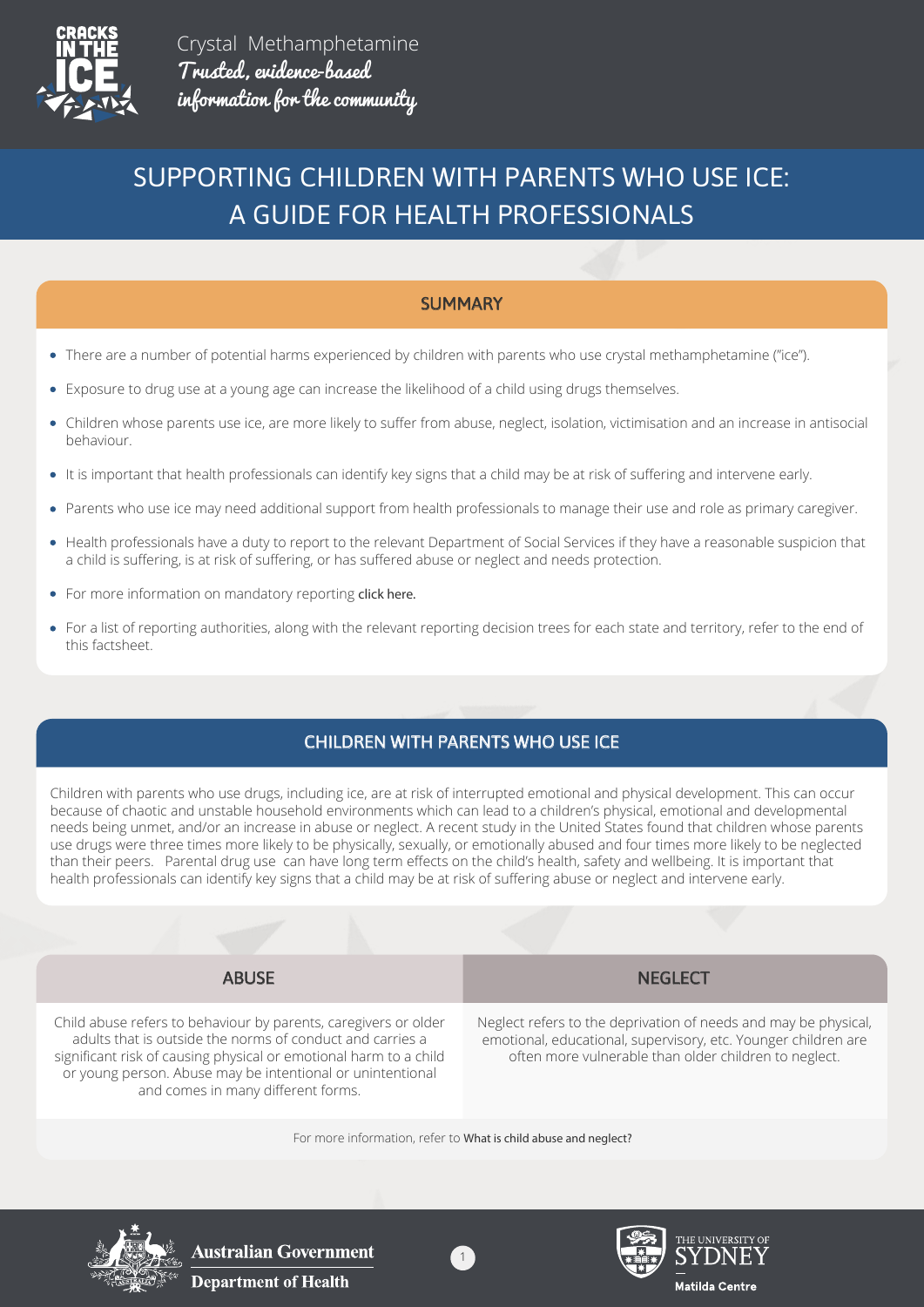Crystal Methamphetamine
*Trusted, evidence-based information for the community*

# SUPPORTING CHILDREN WITH PARENTS WHO USE ICE: A GUIDE FOR HEALTH PROFESSIONALS

## SUMMARY

- There are a number of potential harms experienced by children with parents who use crystal methamphetamine ("ice").
- Exposure to drug use at a young age can increase the likelihood of a child using drugs themselves.
- Children whose parents use ice, are more likely to suffer from abuse, neglect, isolation, victimisation and an increase in antisocial behaviour.
- It is important that health professionals can identify key signs that a child may be at risk of suffering and intervene early.
- Parents who use ice may need additional support from health professionals to manage their use and role as primary caregiver.
- Health professionals have a duty to report to the relevant Department of Social Services if they have a reasonable suspicion that a child is suffering, is at risk of suffering, or has suffered abuse or neglect and needs protection.
- For more information on mandatory reporting click here.
- For a list of reporting authorities, along with the relevant reporting decision trees for each state and territory, refer to the end of this factsheet.

## CHILDREN WITH PARENTS WHO USE ICE

Children with parents who use drugs, including ice, are at risk of interrupted emotional and physical development. This can occur because of chaotic and unstable household environments which can lead to a children's physical, emotional and developmental needs being unmet, and/or an increase in abuse or neglect. A recent study in the United States found that children whose parents use drugs were three times more likely to be physically, sexually, or emotionally abused and four times more likely to be neglected than their peers. Parental drug use can have long term effects on the child's health, safety and wellbeing. It is important that health professionals can identify key signs that a child may be at risk of suffering abuse or neglect and intervene early.

| ABUSE | NEGLECT |
| --- | --- |
| Child abuse refers to behaviour by parents, caregivers or older adults that is outside the norms of conduct and carries a significant risk of causing physical or emotional harm to a child or young person. Abuse may be intentional or unintentional and comes in many different forms. | Neglect refers to the deprivation of needs and may be physical, emotional, educational, supervisory, etc. Younger children are often more vulnerable than older children to neglect. |

For more information, refer to What is child abuse and neglect?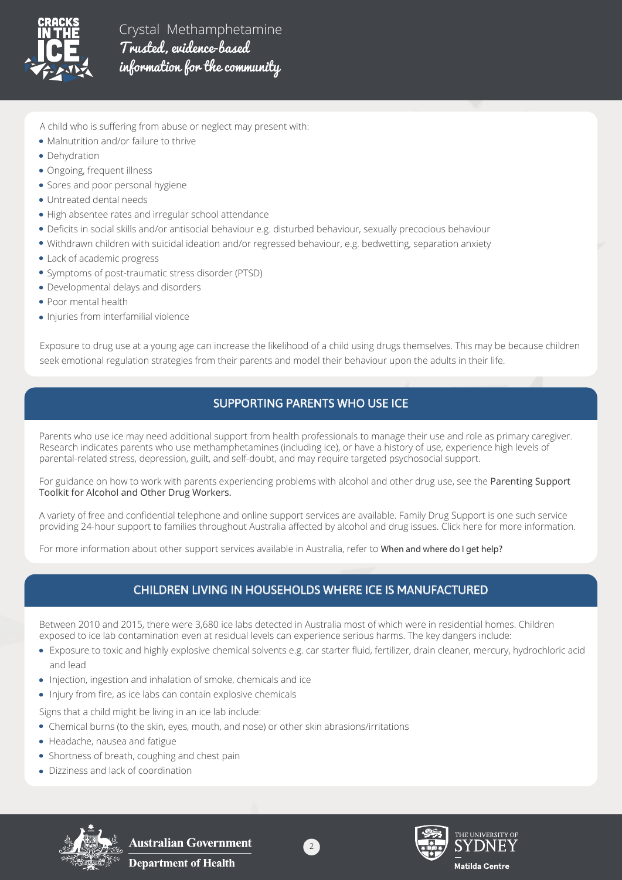A child who is suffering from abuse or neglect may present with:

- Malnutrition and/or failure to thrive
- Dehydration
- Ongoing, frequent illness
- Sores and poor personal hygiene
- Untreated dental needs
- High absentee rates and irregular school attendance
- Deficits in social skills and/or antisocial behaviour e.g. disturbed behaviour, sexually precocious behaviour
- Withdrawn children with suicidal ideation and/or regressed behaviour, e.g. bedwetting, separation anxiety
- Lack of academic progress
- Symptoms of post-traumatic stress disorder (PTSD)
- Developmental delays and disorders
- Poor mental health
- Injuries from interfamilial violence

Exposure to drug use at a young age can increase the likelihood of a child using drugs themselves. This may be because children seek emotional regulation strategies from their parents and model their behaviour upon the adults in their life.

## SUPPORTING PARENTS WHO USE ICE

Parents who use ice may need additional support from health professionals to manage their use and role as primary caregiver. Research indicates parents who use methamphetamines (including ice), or have a history of use, experience high levels of parental-related stress, depression, guilt, and self-doubt, and may require targeted psychosocial support.

For guidance on how to work with parents experiencing problems with alcohol and other drug use, see the Parenting Support Toolkit for Alcohol and Other Drug Workers.

A variety of free and confidential telephone and online support services are available. Family Drug Support is one such service providing 24-hour support to families throughout Australia affected by alcohol and drug issues. Click here for more information.

For more information about other support services available in Australia, refer to When and where do I get help?

## CHILDREN LIVING IN HOUSEHOLDS WHERE ICE IS MANUFACTURED

Between 2010 and 2015, there were 3,680 ice labs detected in Australia most of which were in residential homes. Children exposed to ice lab contamination even at residual levels can experience serious harms. The key dangers include:

- Exposure to toxic and highly explosive chemical solvents e.g. car starter fluid, fertilizer, drain cleaner, mercury, hydrochloric acid and lead
- Injection, ingestion and inhalation of smoke, chemicals and ice
- Injury from fire, as ice labs can contain explosive chemicals

Signs that a child might be living in an ice lab include:

- Chemical burns (to the skin, eyes, mouth, and nose) or other skin abrasions/irritations
- Headache, nausea and fatigue
- Shortness of breath, coughing and chest pain
- Dizziness and lack of coordination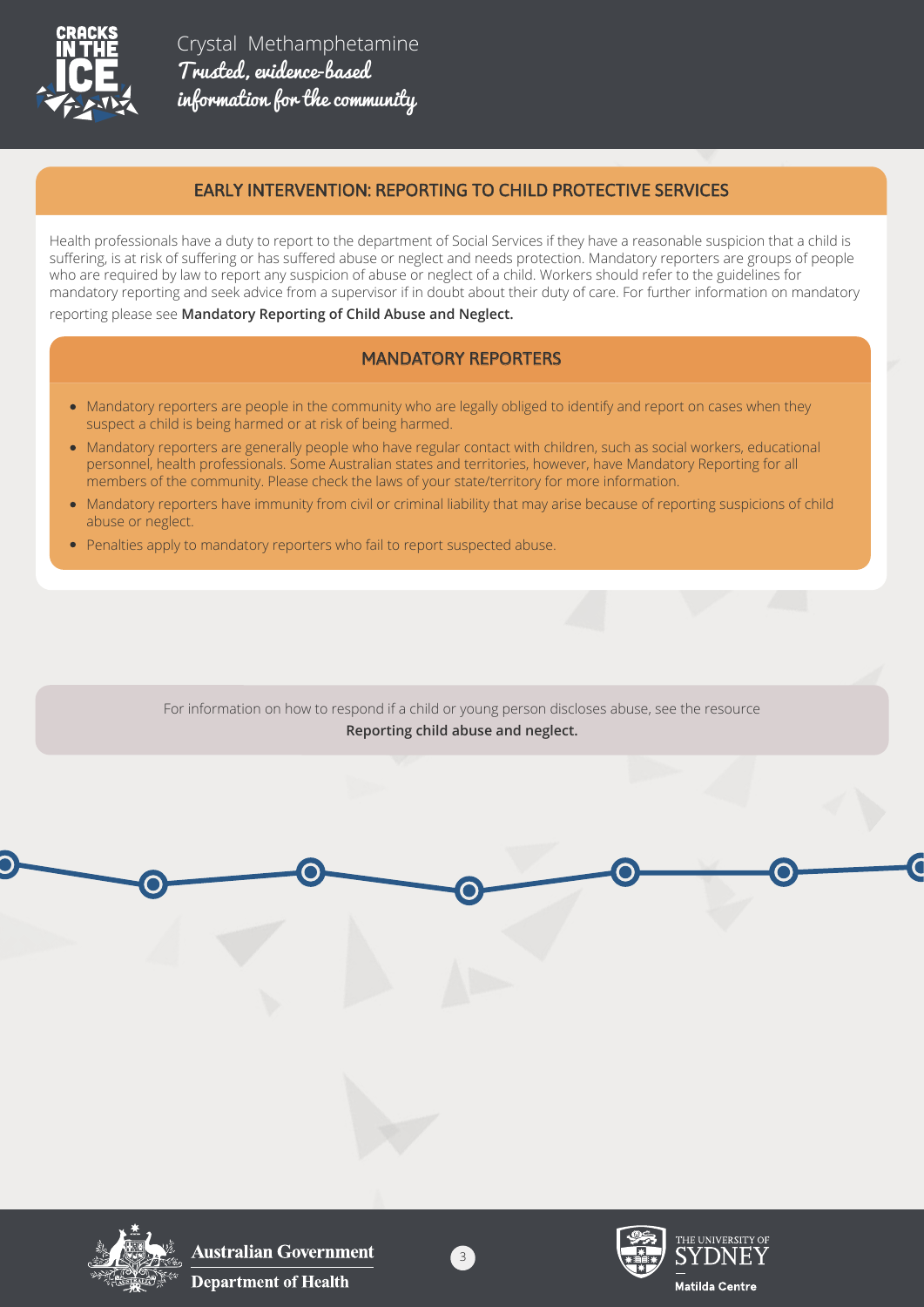## EARLY INTERVENTION: REPORTING TO CHILD PROTECTIVE SERVICES

Health professionals have a duty to report to the department of Social Services if they have a reasonable suspicion that a child is suffering, is at risk of suffering or has suffered abuse or neglect and needs protection. Mandatory reporters are groups of people who are required by law to report any suspicion of abuse or neglect of a child. Workers should refer to the guidelines for mandatory reporting and seek advice from a supervisor if in doubt about their duty of care. For further information on mandatory reporting please see **Mandatory Reporting of Child Abuse and Neglect.**

### MANDATORY REPORTERS

- Mandatory reporters are people in the community who are legally obliged to identify and report on cases when they suspect a child is being harmed or at risk of being harmed.
- Mandatory reporters are generally people who have regular contact with children, such as social workers, educational personnel, health professionals. Some Australian states and territories, however, have Mandatory Reporting for all members of the community. Please check the laws of your state/territory for more information.
- Mandatory reporters have immunity from civil or criminal liability that may arise because of reporting suspicions of child abuse or neglect.
- Penalties apply to mandatory reporters who fail to report suspected abuse.

For information on how to respond if a child or young person discloses abuse, see the resource **Reporting child abuse and neglect.**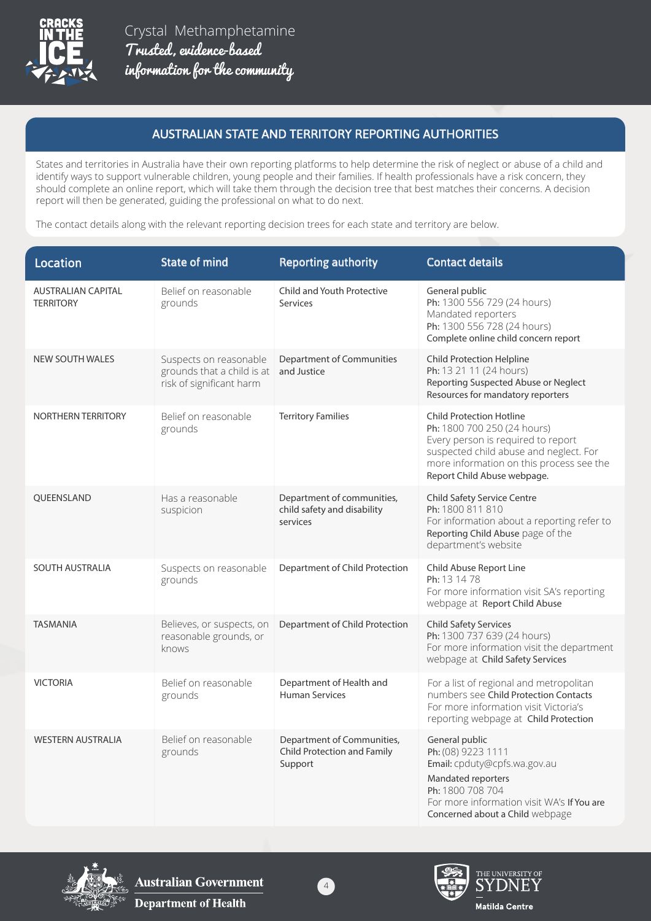## AUSTRALIAN STATE AND TERRITORY REPORTING AUTHORITIES

States and territories in Australia have their own reporting platforms to help determine the risk of neglect or abuse of a child and identify ways to support vulnerable children, young people and their families. If health professionals have a risk concern, they should complete an online report, which will take them through the decision tree that best matches their concerns. A decision report will then be generated, guiding the professional on what to do next.

The contact details along with the relevant reporting decision trees for each state and territory are below.

| Location | State of mind | Reporting authority | Contact details |
|---|---|---|---|
| AUSTRALIAN CAPITAL TERRITORY | Belief on reasonable grounds | Child and Youth Protective Services | General public<br>Ph: 1300 556 729 (24 hours)<br>Mandated reporters<br>Ph: 1300 556 728 (24 hours)<br>Complete online child concern report |
| NEW SOUTH WALES | Suspects on reasonable grounds that a child is at risk of significant harm | Department of Communities and Justice | Child Protection Helpline<br>Ph: 13 21 11 (24 hours)<br>Reporting Suspected Abuse or Neglect<br>Resources for mandatory reporters |
| NORTHERN TERRITORY | Belief on reasonable grounds | Territory Families | Child Protection Hotline<br>Ph: 1800 700 250 (24 hours)<br>Every person is required to report suspected child abuse and neglect. For more information on this process see the Report Child Abuse webpage. |
| QUEENSLAND | Has a reasonable suspicion | Department of communities, child safety and disability services | Child Safety Service Centre<br>Ph: 1800 811 810<br>For information about a reporting refer to Reporting Child Abuse page of the department's website |
| SOUTH AUSTRALIA | Suspects on reasonable grounds | Department of Child Protection | Child Abuse Report Line<br>Ph: 13 14 78<br>For more information visit SA's reporting webpage at Report Child Abuse |
| TASMANIA | Believes, or suspects, on reasonable grounds, or knows | Department of Child Protection | Child Safety Services<br>Ph: 1300 737 639 (24 hours)<br>For more information visit the department webpage at Child Safety Services |
| VICTORIA | Belief on reasonable grounds | Department of Health and Human Services | For a list of regional and metropolitan numbers see Child Protection Contacts<br>For more information visit Victoria's reporting webpage at Child Protection |
| WESTERN AUSTRALIA | Belief on reasonable grounds | Department of Communities, Child Protection and Family Support | General public<br>Ph: (08) 9223 1111<br>Email: cpduty@cpfs.wa.gov.au<br>Mandated reporters<br>Ph: 1800 708 704<br>For more information visit WA's If You are Concerned about a Child webpage |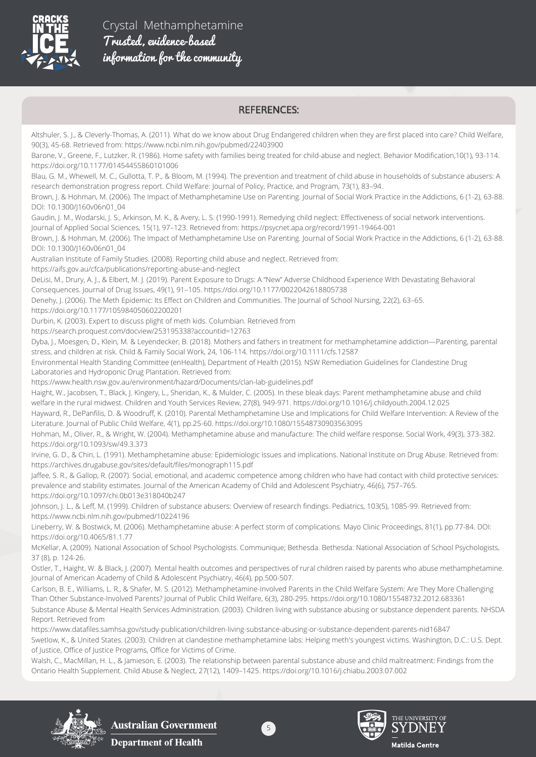## REFERENCES:

Altshuler, S. J., & Cleverly-Thomas, A. (2011). What do we know about Drug Endangered children when they are first placed into care? Child Welfare, 90(3), 45-68. Retrieved from: https://www.ncbi.nlm.nih.gov/pubmed/22403900

Barone, V., Greene, F., Lutzker, R. (1986). Home safety with families being treated for child-abuse and neglect. Behavior Modification,10(1), 93-114. https://doi.org/10.1177/01454455860101006

Blau, G. M., Whewell, M. C., Gullotta, T. P., & Bloom, M. (1994). The prevention and treatment of child abuse in households of substance abusers: A research demonstration progress report. Child Welfare: Journal of Policy, Practice, and Program, 73(1), 83–94.

Brown, J. & Hohman, M. (2006). The Impact of Methamphetamine Use on Parenting. Journal of Social Work Practice in the Addictions, 6 (1-2), 63-88. DOI: 10.1300/J160v06n01_04

Gaudin, J. M., Wodarski, J. S., Arkinson, M. K., & Avery, L. S. (1990-1991). Remedying child neglect: Effectiveness of social network interventions. Journal of Applied Social Sciences, 15(1), 97–123. Retrieved from: https://psycnet.apa.org/record/1991-19464-001

Brown, J. & Hohman, M. (2006). The Impact of Methamphetamine Use on Parenting. Journal of Social Work Practice in the Addictions, 6 (1-2), 63-88. DOI: 10.1300/J160v06n01_04

Australian Institute of Family Studies. (2008). Reporting child abuse and neglect. Retrieved from: https://aifs.gov.au/cfca/publications/reporting-abuse-and-neglect

DeLisi, M., Drury, A. J., & Elbert, M. J. (2019). Parent Exposure to Drugs: A "New" Adverse Childhood Experience With Devastating Behavioral Consequences. Journal of Drug Issues, 49(1), 91–105. https://doi.org/10.1177/0022042618805738

Denehy, J. (2006). The Meth Epidemic: Its Effect on Children and Communities. The Journal of School Nursing, 22(2), 63–65. https://doi.org/10.1177/105984050602200201

Durbin, K. (2003). Expert to discuss plight of meth kids. Columbian. Retrieved from https://search.proquest.com/docview/253195338?accountid=12763

Dyba, J., Moesgen, D., Klein, M. & Leyendecker, B. (2018). Mothers and fathers in treatment for methamphetamine addiction—Parenting, parental stress, and children at risk. Child & Family Social Work, 24, 106-114. https://doi.org/10.1111/cfs.12587

Environmental Health Standing Committee (enHealth), Department of Health (2015). NSW Remediation Guidelines for Clandestine Drug Laboratories and Hydroponic Drug Plantation. Retrieved from: https://www.health.nsw.gov.au/environment/hazard/Documents/clan-lab-guidelines.pdf

Haight, W., Jacobsen, T., Black, J. Kingery, L., Sheridan, K., & Mulder, C. (2005). In these bleak days: Parent methamphetamine abuse and child welfare in the rural midwest. Children and Youth Services Review, 27(8), 949-971. https://doi.org/10.1016/j.childyouth.2004.12.025

Hayward, R., DePanfilis, D. & Woodruff, K. (2010). Parental Methamphetamine Use and Implications for Child Welfare Intervention: A Review of the Literature. Journal of Public Child Welfare, 4(1), pp.25-60. https://doi.org/10.1080/15548730903563095

Hohman, M., Oliver, R., & Wright, W. (2004). Methamphetamine abuse and manufacture: The child welfare response. Social Work, 49(3), 373-382. https://doi.org/10.1093/sw/49.3.373

Irvine, G. D., & Chin, L. (1991). Methamphetamine abuse: Epidemiologic issues and implications. National Institute on Drug Abuse. Retrieved from: https://archives.drugabuse.gov/sites/default/files/monograph115.pdf

Jaffee, S. R., & Gallop, R. (2007). Social, emotional, and academic competence among children who have had contact with child protective services: prevalence and stability estimates. Journal of the American Academy of Child and Adolescent Psychiatry, 46(6), 757–765. https://doi.org/10.1097/chi.0b013e318040b247

Johnson, J. L., & Leff, M. (1999). Children of substance abusers: Overview of research findings. Pediatrics, 103(5), 1085-99. Retrieved from: https://www.ncbi.nlm.nih.gov/pubmed/10224196

Lineberry, W. & Bostwick, M. (2006). Methamphetamine abuse: A perfect storm of complications. Mayo Clinic Proceedings, 81(1), pp.77-84. DOI: https://doi.org/10.4065/81.1.77

McKellar, A. (2009). National Association of School Psychologists. Communique; Bethesda. Bethesda: National Association of School Psychologists, 37 (8), p. 124-26.

Ostler, T., Haight, W. & Black, J. (2007). Mental health outcomes and perspectives of rural children raised by parents who abuse methamphetamine. Journal of American Academy of Child & Adolescent Psychiatry, 46(4), pp.500-507.

Carlson, B. E., Williams, L. R., & Shafer, M. S. (2012). Methamphetamine-Involved Parents in the Child Welfare System: Are They More Challenging Than Other Substance-Involved Parents? Journal of Public Child Welfare, 6(3), 280-295. https://doi.org/10.1080/15548732.2012.683361

Substance Abuse & Mental Health Services Administration. (2003). Children living with substance abusing or substance dependent parents. NHSDA Report. Retrieved from https://www.datafiles.samhsa.gov/study-publication/children-living-substance-abusing-or-substance-dependent-parents-nid16847

Swetlow, K., & United States. (2003). Children at clandestine methamphetamine labs: Helping meth's youngest victims. Washington, D.C.: U.S. Dept. of Justice, Office of Justice Programs, Office for Victims of Crime.

Walsh, C., MacMillan, H. L., & Jamieson, E. (2003). The relationship between parental substance abuse and child maltreatment: Findings from the Ontario Health Supplement. Child Abuse & Neglect, 27(12), 1409–1425. https://doi.org/10.1016/j.chiabu.2003.07.002